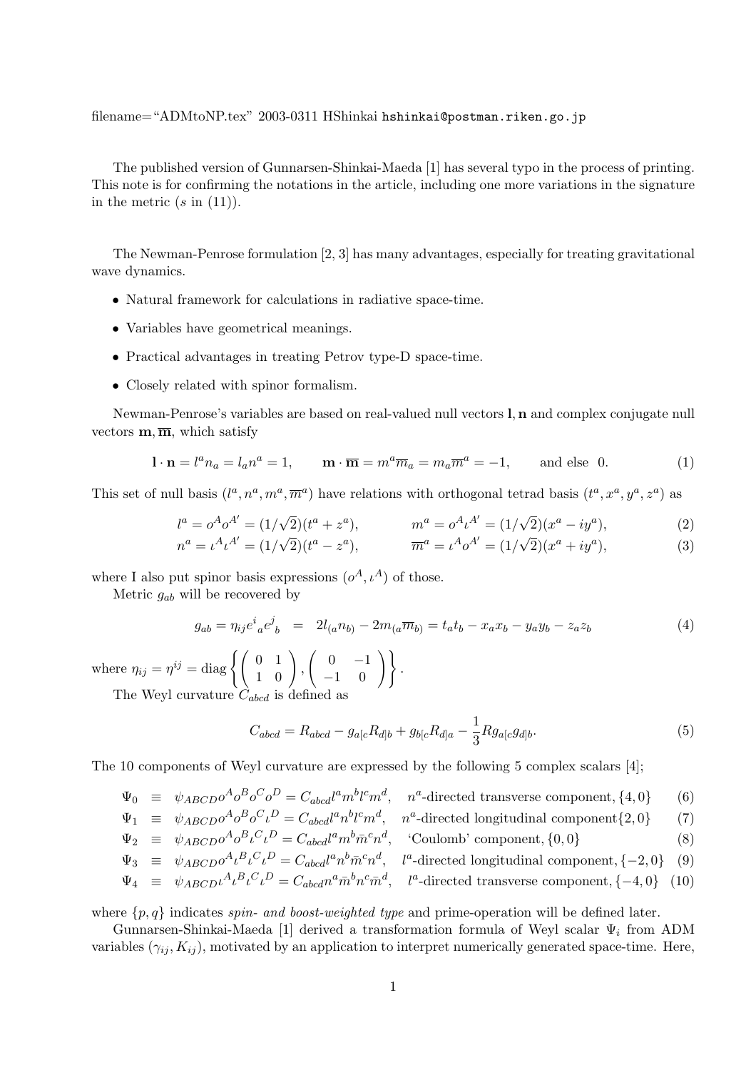filename="ADMtoNP.tex" 2003-0311 HShinkai hshinkai@postman.riken.go.jp

The published version of Gunnarsen-Shinkai-Maeda [1] has several typo in the process of printing. This note is for confirming the notations in the article, including one more variations in the signature in the metric ($s$ in (11)).

The Newman-Penrose formulation [2, 3] has many advantages, especially for treating gravitational wave dynamics.

- Natural framework for calculations in radiative space-time.
- Variables have geometrical meanings.
- Practical advantages in treating Petrov type-D space-time.
- Closely related with spinor formalism.

Newman-Penrose's variables are based on real-valued null vectors $\mathbf{l}, \mathbf{n}$ and complex conjugate null vectors $\mathbf{m}, \overline{\mathbf{m}}$, which satisfy

$$\mathbf{l}\cdot\mathbf{n} = l^a n_a = l_a n^a = 1, \qquad \mathbf{m}\cdot\overline{\mathbf{m}} = m^a \overline{m}_a = m_a \overline{m}^a = -1, \qquad \text{and else } \ 0. \tag{1}$$

This set of null basis $(l^a, n^a, m^a, \overline{m}^a)$ have relations with orthogonal tetrad basis $(t^a, x^a, y^a, z^a)$ as

$$l^a = o^A o^{A'} = (1/\sqrt{2})(t^a + z^a), \qquad m^a = o^A \iota^{A'} = (1/\sqrt{2})(x^a - i y^a), \tag{2}$$

$$n^a = \iota^A \iota^{A'} = (1/\sqrt{2})(t^a - z^a), \qquad \overline{m}^a = \iota^A o^{A'} = (1/\sqrt{2})(x^a + i y^a), \tag{3}$$

where I also put spinor basis expressions $(o^A, \iota^A)$ of those.

Metric $g_{ab}$ will be recovered by

$$g_{ab} = \eta_{ij} e^i{}_a e^j{}_b \;\;=\;\; 2 l_{(a} n_{b)} - 2 m_{(a} \overline{m}_{b)} = t_a t_b - x_a x_b - y_a y_b - z_a z_b \tag{4}$$

where $\eta_{ij} = \eta^{ij} = \mathrm{diag}\left\{ \begin{pmatrix} 0 & 1 \\ 1 & 0 \end{pmatrix}, \begin{pmatrix} 0 & -1 \\ -1 & 0 \end{pmatrix} \right\}$.

The Weyl curvature $C_{abcd}$ is defined as

$$C_{abcd} = R_{abcd} - g_{a[c} R_{d]b} + g_{b[c} R_{d]a} - \frac{1}{3} R g_{a[c} g_{d]b}. \tag{5}$$

The 10 components of Weyl curvature are expressed by the following 5 complex scalars [4];

$$\Psi_0 \;\equiv\; \psi_{ABCD} o^A o^B o^C o^D = C_{abcd} l^a m^b l^c m^d, \quad n^a\text{-directed transverse component}, \{4, 0\} \tag{6}$$

$$\Psi_1 \;\equiv\; \psi_{ABCD} o^A o^B o^C \iota^D = C_{abcd} l^a n^b l^c m^d, \quad n^a\text{-directed longitudinal component} \{2, 0\} \tag{7}$$

$$\Psi_2 \;\equiv\; \psi_{ABCD} o^A o^B \iota^C \iota^D = C_{abcd} l^a m^b \bar{m}^c n^d, \quad \text{'Coulomb' component}, \{0, 0\} \tag{8}$$

$$\Psi_3 \;\equiv\; \psi_{ABCD} o^A \iota^B \iota^C \iota^D = C_{abcd} l^a n^b \bar{m}^c n^d, \quad l^a\text{-directed longitudinal component}, \{-2, 0\} \tag{9}$$

$$\Psi_4 \;\equiv\; \psi_{ABCD} \iota^A \iota^B \iota^C \iota^D = C_{abcd} n^a \bar{m}^b n^c \bar{m}^d, \quad l^a\text{-directed transverse component}, \{-4, 0\} \tag{10}$$

where $\{p, q\}$ indicates *spin- and boost-weighted type* and prime-operation will be defined later.

Gunnarsen-Shinkai-Maeda [1] derived a transformation formula of Weyl scalar $\Psi_i$ from ADM variables $(\gamma_{ij}, K_{ij})$, motivated by an application to interpret numerically generated space-time. Here,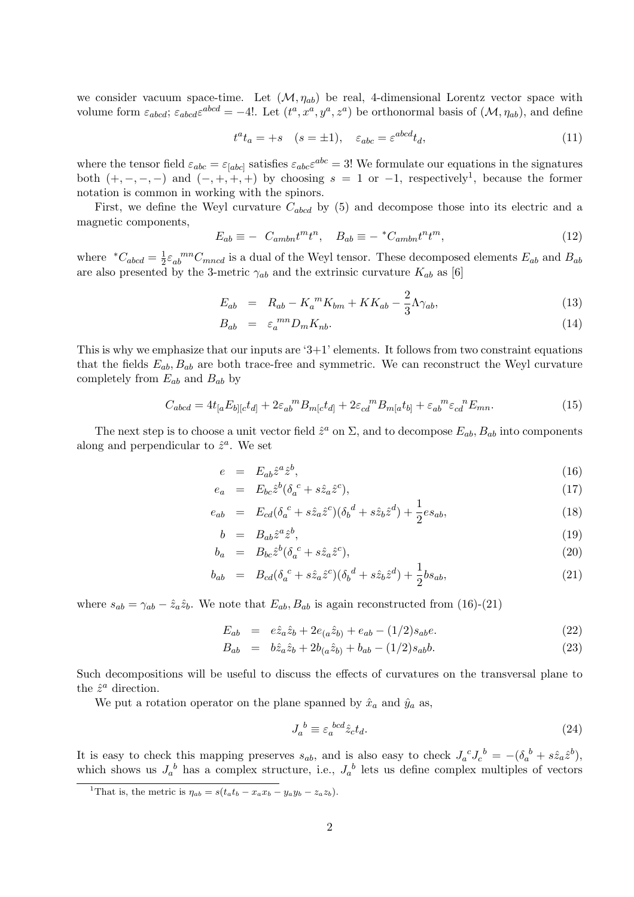we consider vacuum space-time. Let $(\mathcal{M}, \eta_{ab})$ be real, 4-dimensional Lorentz vector space with volume form $\varepsilon_{abcd}$; $\varepsilon_{abcd}\varepsilon^{abcd} = -4!$. Let $(t^a, x^a, y^a, z^a)$ be orthonormal basis of $(\mathcal{M}, \eta_{ab})$, and define

$$t^a t_a = +s \quad (s = \pm 1), \quad \varepsilon_{abc} = \varepsilon^{abcd} t_d, \tag{11}$$

where the tensor field $\varepsilon_{abc} = \varepsilon_{[abc]}$ satisfies $\varepsilon_{abc}\varepsilon^{abc} = 3!$ We formulate our equations in the signatures both $(+,-,-,-)$ and $(-,+,+,+)$ by choosing $s = 1$ or $-1$, respectively[1], because the former notation is common in working with the spinors.

First, we define the Weyl curvature $C_{abcd}$ by (5) and decompose those into its electric and a magnetic components,

$$E_{ab} \equiv - \ C_{ambn} t^m t^n, \quad B_{ab} \equiv - \ ^*C_{ambn} t^n t^m, \tag{12}$$

where $^*C_{abcd} = \frac{1}{2}\varepsilon_{ab}{}^{mn} C_{mncd}$ is a dual of the Weyl tensor. These decomposed elements $E_{ab}$ and $B_{ab}$ are also presented by the 3-metric $\gamma_{ab}$ and the extrinsic curvature $K_{ab}$ as [6]

$$E_{ab} = R_{ab} - K_a{}^m K_{bm} + K K_{ab} - \frac{2}{3}\Lambda \gamma_{ab}, \tag{13}$$

$$B_{ab} = \varepsilon_a{}^{mn} D_m K_{nb}. \tag{14}$$

This is why we emphasize that our inputs are '3+1' elements. It follows from two constraint equations that the fields $E_{ab}, B_{ab}$ are both trace-free and symmetric. We can reconstruct the Weyl curvature completely from $E_{ab}$ and $B_{ab}$ by

$$C_{abcd} = 4 t_{[a} E_{b][c} t_{d]} + 2\varepsilon_{ab}{}^m B_{m[c} t_{d]} + 2\varepsilon_{cd}{}^m B_{m[a} t_{b]} + \varepsilon_{ab}{}^m \varepsilon_{cd}{}^n E_{mn}. \tag{15}$$

The next step is to choose a unit vector field $\hat{z}^a$ on $\Sigma$, and to decompose $E_{ab}, B_{ab}$ into components along and perpendicular to $\hat{z}^a$. We set

$$e = E_{ab}\hat{z}^a \hat{z}^b, \tag{16}$$

$$e_a = E_{bc}\hat{z}^b(\delta_a{}^c + s\hat{z}_a\hat{z}^c), \tag{17}$$

$$e_{ab} = E_{cd}(\delta_a{}^c + s\hat{z}_a\hat{z}^c)(\delta_b{}^d + s\hat{z}_b\hat{z}^d) + \frac{1}{2} e s_{ab}, \tag{18}$$

$$b = B_{ab}\hat{z}^a \hat{z}^b, \tag{19}$$

$$b_a = B_{bc}\hat{z}^b(\delta_a{}^c + s\hat{z}_a\hat{z}^c), \tag{20}$$

$$b_{ab} = B_{cd}(\delta_a{}^c + s\hat{z}_a\hat{z}^c)(\delta_b{}^d + s\hat{z}_b\hat{z}^d) + \frac{1}{2} b s_{ab}, \tag{21}$$

where $s_{ab} = \gamma_{ab} - \hat{z}_a\hat{z}_b$. We note that $E_{ab}, B_{ab}$ is again reconstructed from (16)-(21)

$$E_{ab} = e\hat{z}_a\hat{z}_b + 2e_{(a}\hat{z}_{b)} + e_{ab} - (1/2)s_{ab}e. \tag{22}$$

$$B_{ab} = b\hat{z}_a\hat{z}_b + 2b_{(a}\hat{z}_{b)} + b_{ab} - (1/2)s_{ab}b. \tag{23}$$

Such decompositions will be useful to discuss the effects of curvatures on the transversal plane to the $\hat{z}^a$ direction.

We put a rotation operator on the plane spanned by $\hat{x}_a$ and $\hat{y}_a$ as,

$$J_a{}^b \equiv \varepsilon_a{}^{bcd}\hat{z}_c t_d. \tag{24}$$

It is easy to check this mapping preserves $s_{ab}$, and is also easy to check $J_a{}^c J_c{}^b = -(\delta_a{}^b + s\hat{z}_a\hat{z}^b)$, which shows us $J_a{}^b$ has a complex structure, i.e., $J_a{}^b$ lets us define complex multiples of vectors

[1] That is, the metric is $\eta_{ab} = s(t_a t_b - x_a x_b - y_a y_b - z_a z_b)$.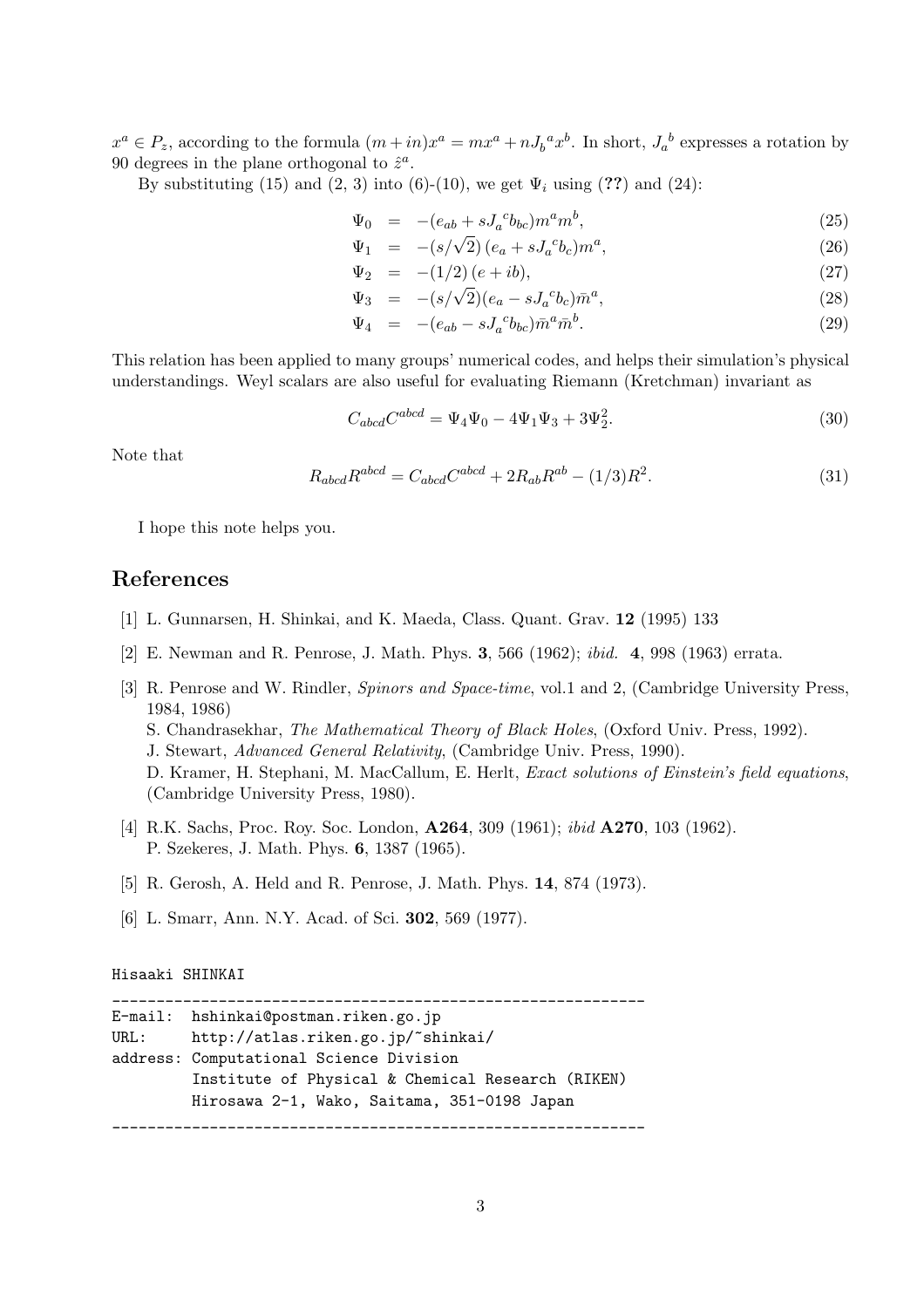$x^a \in P_z$, according to the formula $(m+in)x^a = mx^a + nJ_b{}^a x^b$. In short, $J_a{}^b$ expresses a rotation by 90 degrees in the plane orthogonal to $\hat{z}^a$.

By substituting (15) and (2, 3) into (6)-(10), we get $\Psi_i$ using (**??**) and (24):

$$\Psi_0 = -(e_{ab} + sJ_a{}^c b_{bc}) m^a m^b, \tag{25}$$

$$\Psi_1 = -(s/\sqrt{2})\,(e_a + sJ_a{}^c b_c) m^a, \tag{26}$$

$$\Psi_2 = -(1/2)\,(e + ib), \tag{27}$$

$$\Psi_3 = -(s/\sqrt{2})(e_a - sJ_a{}^c b_c)\bar{m}^a, \tag{28}$$

$$\Psi_4 = -(e_{ab} - sJ_a{}^c b_{bc})\bar{m}^a \bar{m}^b. \tag{29}$$

This relation has been applied to many groups' numerical codes, and helps their simulation's physical understandings. Weyl scalars are also useful for evaluating Riemann (Kretchman) invariant as

$$C_{abcd}C^{abcd} = \Psi_4\Psi_0 - 4\Psi_1\Psi_3 + 3\Psi_2^2. \tag{30}$$

Note that

$$R_{abcd}R^{abcd} = C_{abcd}C^{abcd} + 2R_{ab}R^{ab} - (1/3)R^2. \tag{31}$$

I hope this note helps you.

## References

[1] L. Gunnarsen, H. Shinkai, and K. Maeda, Class. Quant. Grav. **12** (1995) 133

[2] E. Newman and R. Penrose, J. Math. Phys. **3**, 566 (1962); *ibid.* **4**, 998 (1963) errata.

[3] R. Penrose and W. Rindler, *Spinors and Space-time*, vol.1 and 2, (Cambridge University Press, 1984, 1986)
S. Chandrasekhar, *The Mathematical Theory of Black Holes*, (Oxford Univ. Press, 1992).
J. Stewart, *Advanced General Relativity*, (Cambridge Univ. Press, 1990).
D. Kramer, H. Stephani, M. MacCallum, E. Herlt, *Exact solutions of Einstein's field equations*, (Cambridge University Press, 1980).

[4] R.K. Sachs, Proc. Roy. Soc. London, **A264**, 309 (1961); *ibid* **A270**, 103 (1962).
P. Szekeres, J. Math. Phys. **6**, 1387 (1965).

[5] R. Gerosh, A. Held and R. Penrose, J. Math. Phys. **14**, 874 (1973).

[6] L. Smarr, Ann. N.Y. Acad. of Sci. **302**, 569 (1977).

```
Hisaaki SHINKAI

------------------------------------------------------------
E-mail:  hshinkai@postman.riken.go.jp
URL:     http://atlas.riken.go.jp/~shinkai/
address: Computational Science Division
         Institute of Physical & Chemical Research (RIKEN)
         Hirosawa 2-1, Wako, Saitama, 351-0198 Japan
------------------------------------------------------------
```